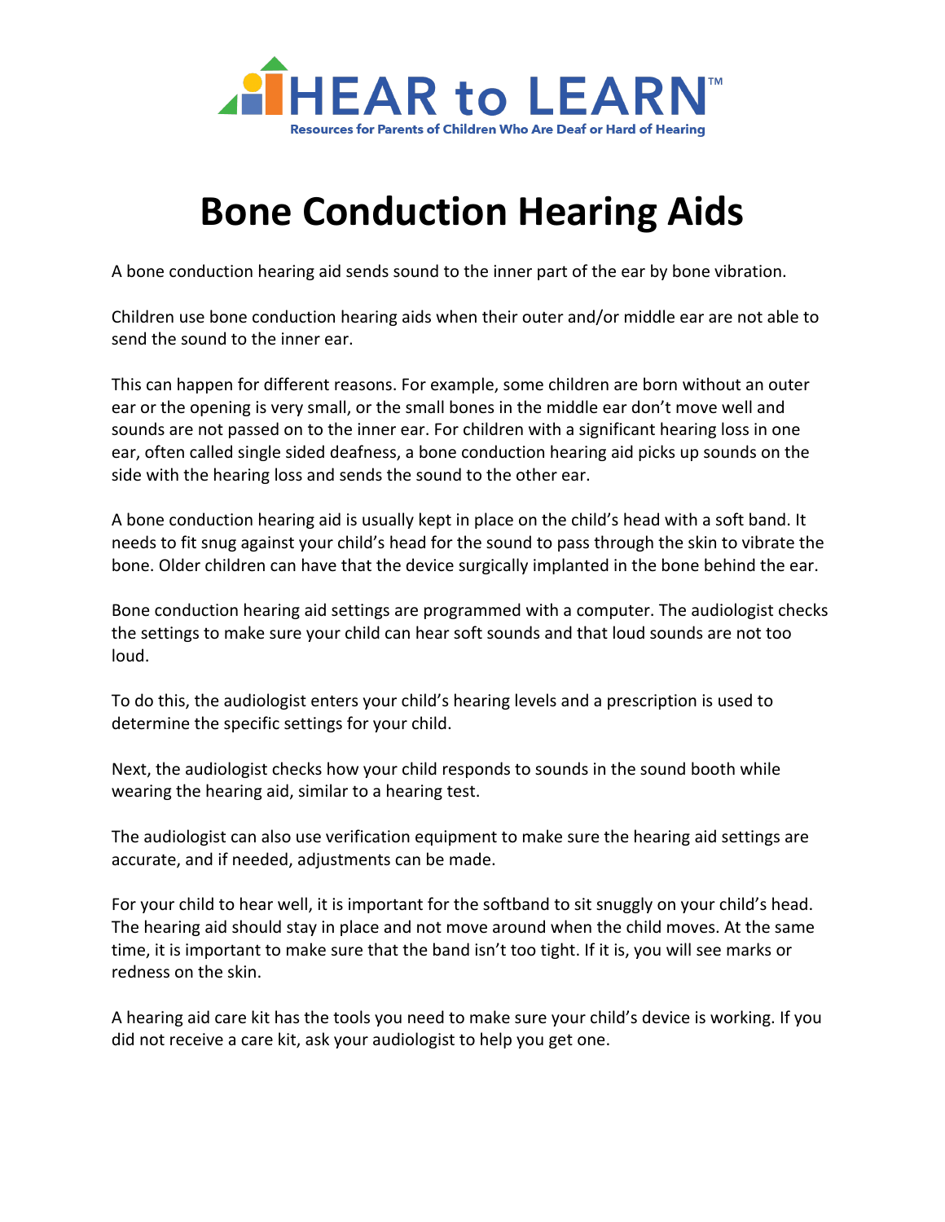HEAR to LEARN™

Resources for Parents of Children Who Are Deaf or Hard of Hearing

# Bone Conduction Hearing Aids

A bone conduction hearing aid sends sound to the inner part of the ear by bone vibration.

Children use bone conduction hearing aids when their outer and/or middle ear are not able to send the sound to the inner ear.

This can happen for different reasons. For example, some children are born without an outer ear or the opening is very small, or the small bones in the middle ear don't move well and sounds are not passed on to the inner ear. For children with a significant hearing loss in one ear, often called single sided deafness, a bone conduction hearing aid picks up sounds on the side with the hearing loss and sends the sound to the other ear.

A bone conduction hearing aid is usually kept in place on the child's head with a soft band. It needs to fit snug against your child's head for the sound to pass through the skin to vibrate the bone. Older children can have that the device surgically implanted in the bone behind the ear.

Bone conduction hearing aid settings are programmed with a computer. The audiologist checks the settings to make sure your child can hear soft sounds and that loud sounds are not too loud.

To do this, the audiologist enters your child's hearing levels and a prescription is used to determine the specific settings for your child.

Next, the audiologist checks how your child responds to sounds in the sound booth while wearing the hearing aid, similar to a hearing test.

The audiologist can also use verification equipment to make sure the hearing aid settings are accurate, and if needed, adjustments can be made.

For your child to hear well, it is important for the softband to sit snuggly on your child's head. The hearing aid should stay in place and not move around when the child moves. At the same time, it is important to make sure that the band isn't too tight. If it is, you will see marks or redness on the skin.

A hearing aid care kit has the tools you need to make sure your child's device is working. If you did not receive a care kit, ask your audiologist to help you get one.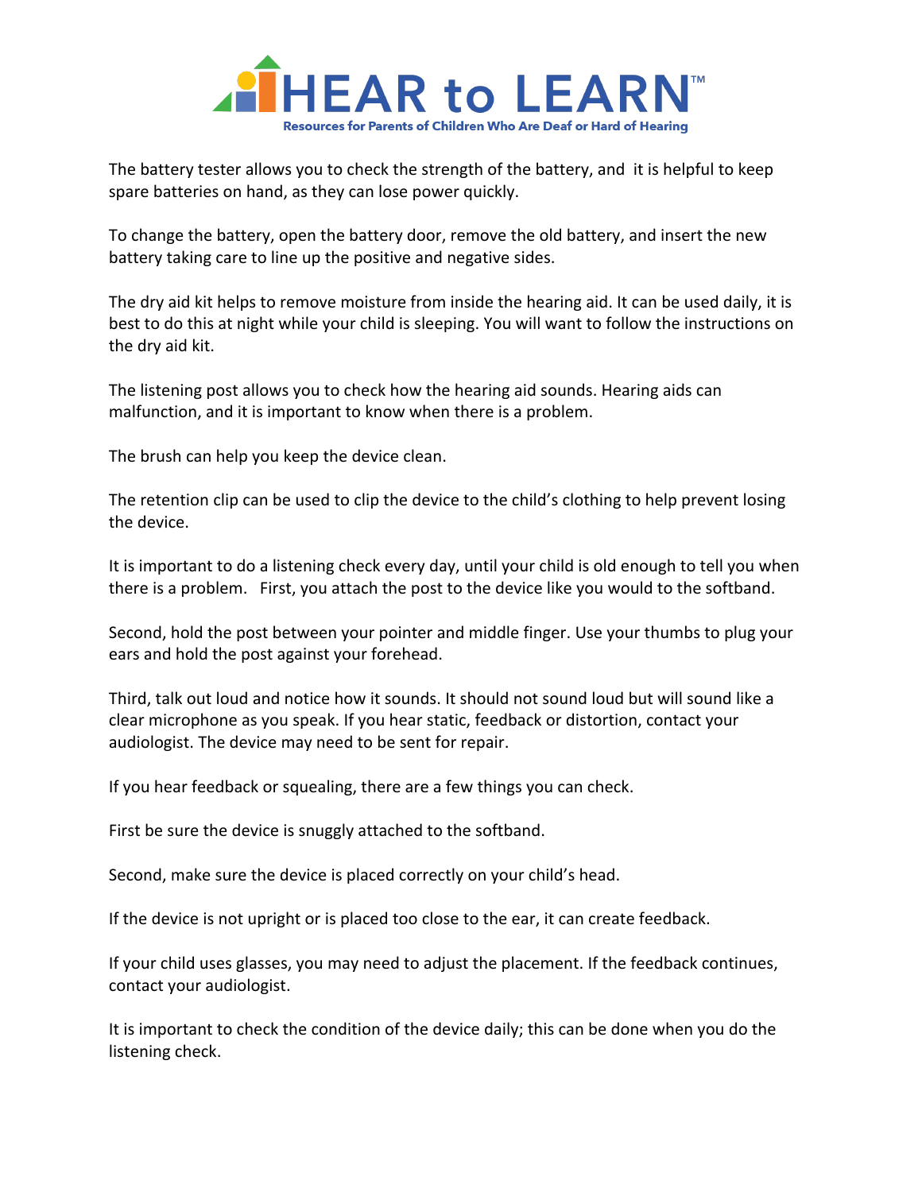The battery tester allows you to check the strength of the battery, and it is helpful to keep spare batteries on hand, as they can lose power quickly.

To change the battery, open the battery door, remove the old battery, and insert the new battery taking care to line up the positive and negative sides.

The dry aid kit helps to remove moisture from inside the hearing aid. It can be used daily, it is best to do this at night while your child is sleeping. You will want to follow the instructions on the dry aid kit.

The listening post allows you to check how the hearing aid sounds. Hearing aids can malfunction, and it is important to know when there is a problem.

The brush can help you keep the device clean.

The retention clip can be used to clip the device to the child's clothing to help prevent losing the device.

It is important to do a listening check every day, until your child is old enough to tell you when there is a problem. First, you attach the post to the device like you would to the softband.

Second, hold the post between your pointer and middle finger. Use your thumbs to plug your ears and hold the post against your forehead.

Third, talk out loud and notice how it sounds. It should not sound loud but will sound like a clear microphone as you speak. If you hear static, feedback or distortion, contact your audiologist. The device may need to be sent for repair.

If you hear feedback or squealing, there are a few things you can check.

First be sure the device is snuggly attached to the softband.

Second, make sure the device is placed correctly on your child's head.

If the device is not upright or is placed too close to the ear, it can create feedback.

If your child uses glasses, you may need to adjust the placement. If the feedback continues, contact your audiologist.

It is important to check the condition of the device daily; this can be done when you do the listening check.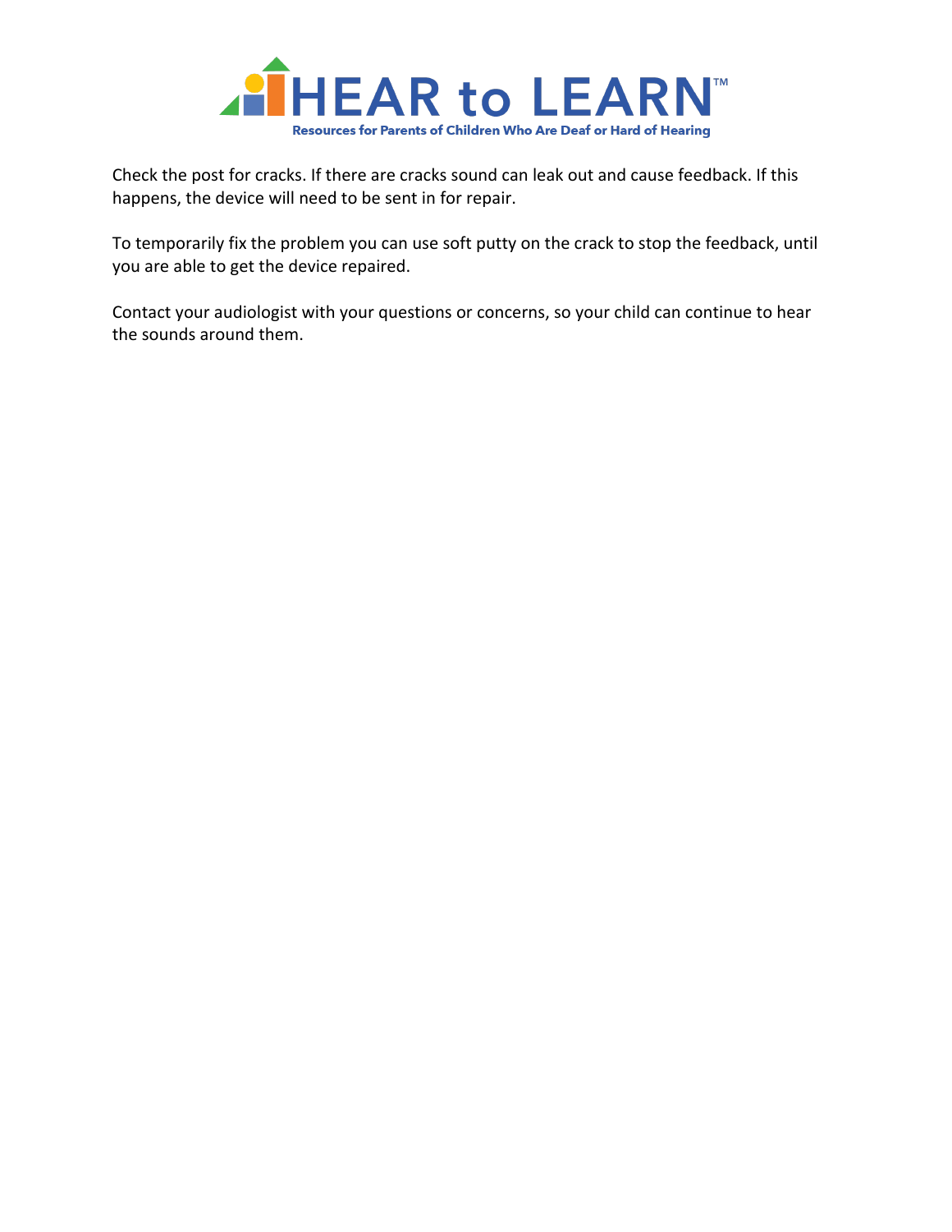Check the post for cracks. If there are cracks sound can leak out and cause feedback. If this happens, the device will need to be sent in for repair.

To temporarily fix the problem you can use soft putty on the crack to stop the feedback, until you are able to get the device repaired.

Contact your audiologist with your questions or concerns, so your child can continue to hear the sounds around them.